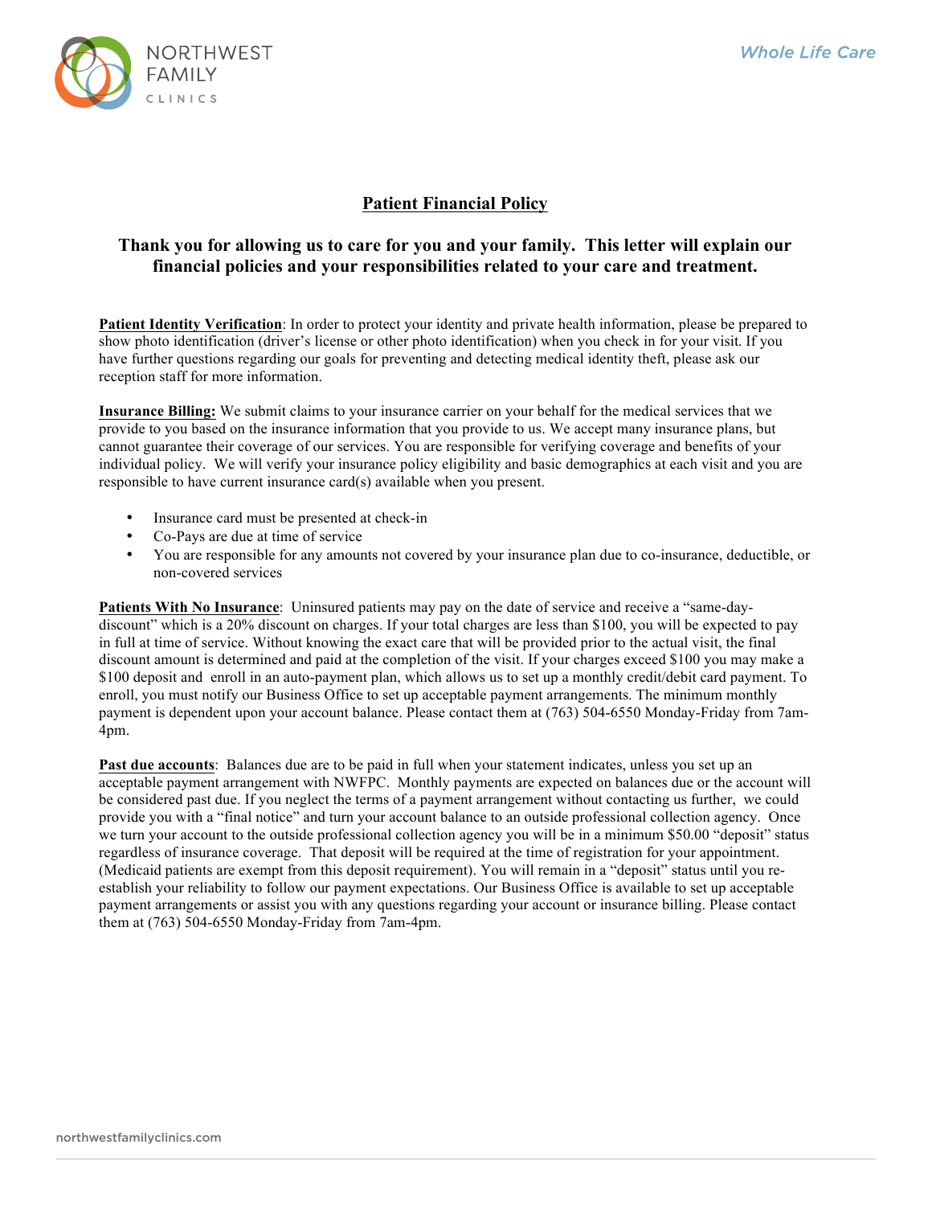NORTHWEST FAMILY CLINICS

*Whole Life Care*

# Patient Financial Policy

## Thank you for allowing us to care for you and your family. This letter will explain our financial policies and your responsibilities related to your care and treatment.

**Patient Identity Verification**: In order to protect your identity and private health information, please be prepared to show photo identification (driver's license or other photo identification) when you check in for your visit. If you have further questions regarding our goals for preventing and detecting medical identity theft, please ask our reception staff for more information.

**Insurance Billing:** We submit claims to your insurance carrier on your behalf for the medical services that we provide to you based on the insurance information that you provide to us. We accept many insurance plans, but cannot guarantee their coverage of our services. You are responsible for verifying coverage and benefits of your individual policy. We will verify your insurance policy eligibility and basic demographics at each visit and you are responsible to have current insurance card(s) available when you present.

- Insurance card must be presented at check-in
- Co-Pays are due at time of service
- You are responsible for any amounts not covered by your insurance plan due to co-insurance, deductible, or non-covered services

**Patients With No Insurance**: Uninsured patients may pay on the date of service and receive a "same-day-discount" which is a 20% discount on charges. If your total charges are less than $100, you will be expected to pay in full at time of service. Without knowing the exact care that will be provided prior to the actual visit, the final discount amount is determined and paid at the completion of the visit. If your charges exceed $100 you may make a $100 deposit and enroll in an auto-payment plan, which allows us to set up a monthly credit/debit card payment. To enroll, you must notify our Business Office to set up acceptable payment arrangements. The minimum monthly payment is dependent upon your account balance. Please contact them at (763) 504-6550 Monday-Friday from 7am-4pm.

**Past due accounts**: Balances due are to be paid in full when your statement indicates, unless you set up an acceptable payment arrangement with NWFPC. Monthly payments are expected on balances due or the account will be considered past due. If you neglect the terms of a payment arrangement without contacting us further, we could provide you with a "final notice" and turn your account balance to an outside professional collection agency. Once we turn your account to the outside professional collection agency you will be in a minimum $50.00 "deposit" status regardless of insurance coverage. That deposit will be required at the time of registration for your appointment. (Medicaid patients are exempt from this deposit requirement). You will remain in a "deposit" status until you re-establish your reliability to follow our payment expectations. Our Business Office is available to set up acceptable payment arrangements or assist you with any questions regarding your account or insurance billing. Please contact them at (763) 504-6550 Monday-Friday from 7am-4pm.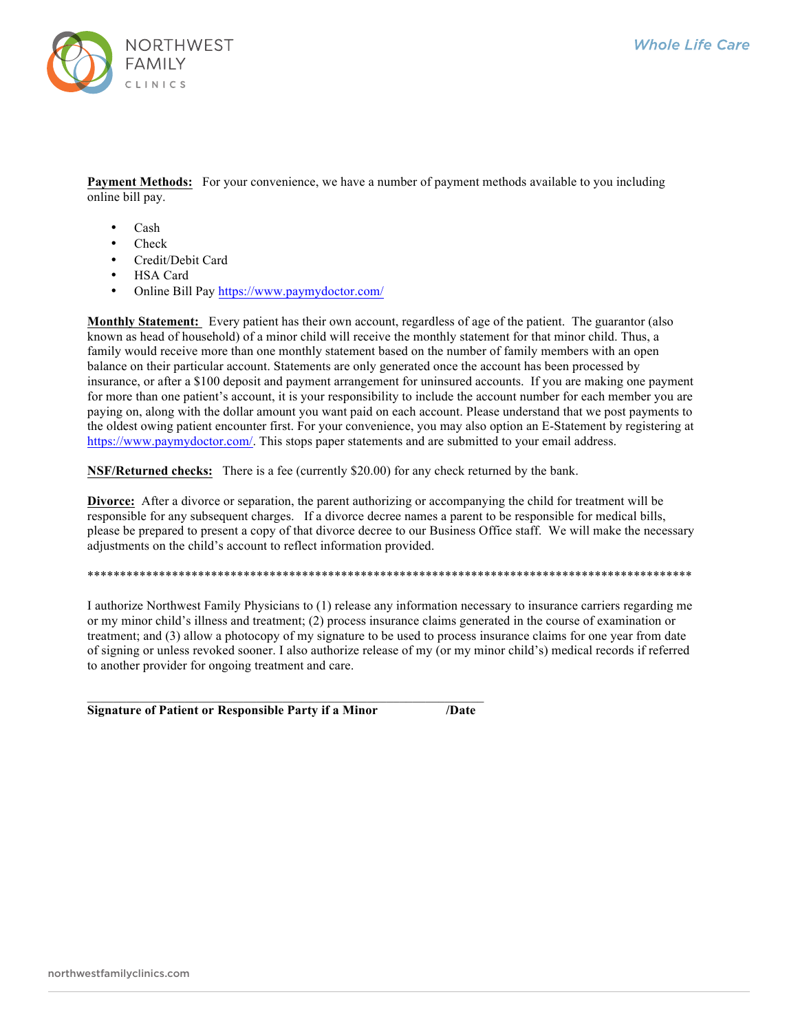**Payment Methods:** For your convenience, we have a number of payment methods available to you including online bill pay.

- Cash
- Check
- Credit/Debit Card
- HSA Card
- Online Bill Pay https://www.paymydoctor.com/

**Monthly Statement:** Every patient has their own account, regardless of age of the patient. The guarantor (also known as head of household) of a minor child will receive the monthly statement for that minor child. Thus, a family would receive more than one monthly statement based on the number of family members with an open balance on their particular account. Statements are only generated once the account has been processed by insurance, or after a $100 deposit and payment arrangement for uninsured accounts. If you are making one payment for more than one patient's account, it is your responsibility to include the account number for each member you are paying on, along with the dollar amount you want paid on each account. Please understand that we post payments to the oldest owing patient encounter first. For your convenience, you may also option an E-Statement by registering at https://www.paymydoctor.com/. This stops paper statements and are submitted to your email address.

**NSF/Returned checks:** There is a fee (currently $20.00) for any check returned by the bank.

**Divorce:** After a divorce or separation, the parent authorizing or accompanying the child for treatment will be responsible for any subsequent charges. If a divorce decree names a parent to be responsible for medical bills, please be prepared to present a copy of that divorce decree to our Business Office staff. We will make the necessary adjustments on the child's account to reflect information provided.

*************************************************************************************************

I authorize Northwest Family Physicians to (1) release any information necessary to insurance carriers regarding me or my minor child's illness and treatment; (2) process insurance claims generated in the course of examination or treatment; and (3) allow a photocopy of my signature to be used to process insurance claims for one year from date of signing or unless revoked sooner. I also authorize release of my (or my minor child's) medical records if referred to another provider for ongoing treatment and care.

_____________________________________________________________

**Signature of Patient or Responsible Party if a Minor /Date**